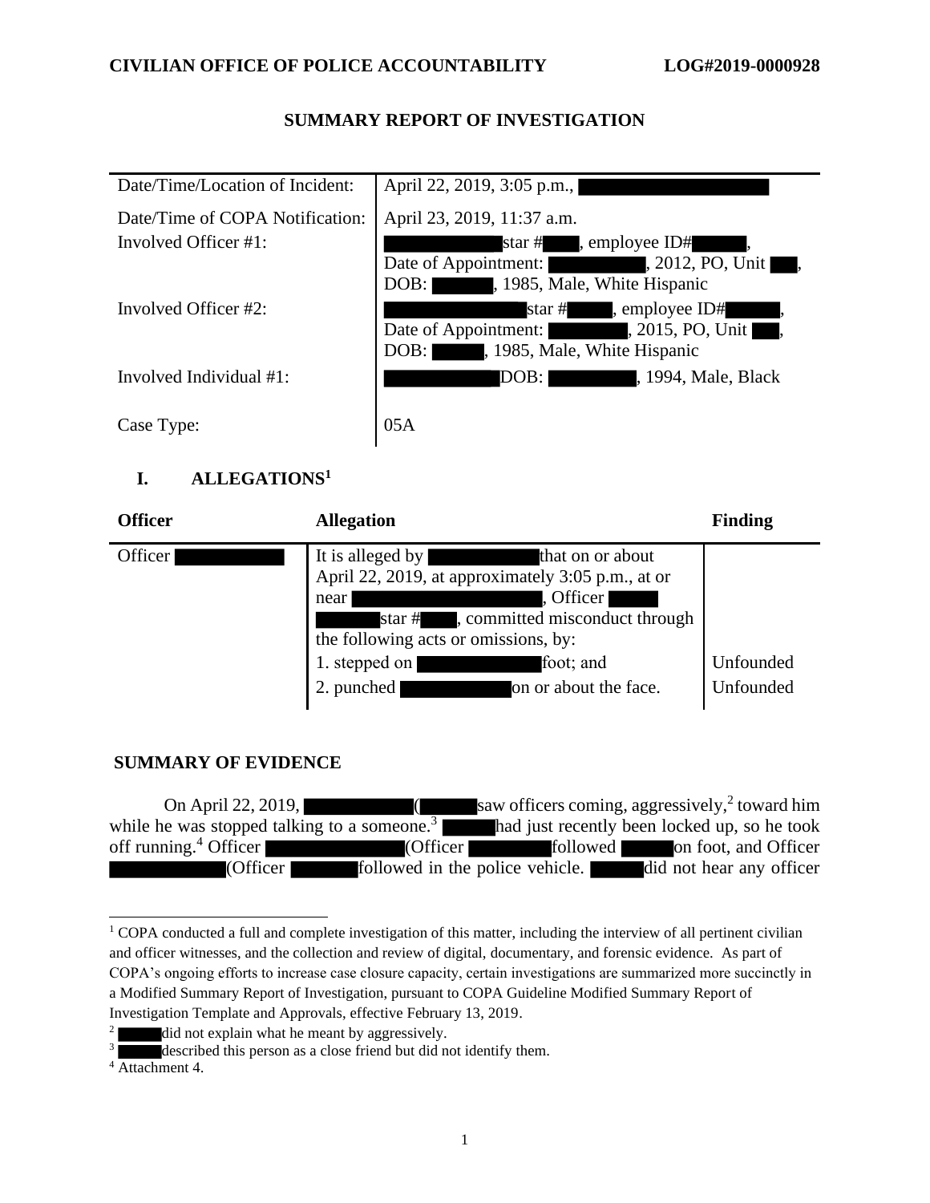**CIVILIAN OFFICE OF POLICE ACCOUNTABILITY** **LOG#2019-0000928**

## SUMMARY REPORT OF INVESTIGATION

| | |
|---|---|
| Date/Time/Location of Incident: | April 22, 2019, 3:05 p.m., |
| Date/Time of COPA Notification: | April 23, 2019, 11:37 a.m. |
| Involved Officer #1: | star #, employee ID#, Date of Appointment: , 2012, PO, Unit , DOB: , 1985, Male, White Hispanic |
| Involved Officer #2: | star #, employee ID#, Date of Appointment: , 2015, PO, Unit , DOB: , 1985, Male, White Hispanic |
| Involved Individual #1: | DOB: , 1994, Male, Black |
| Case Type: | 05A |

## I. ALLEGATIONS[1]

| Officer | Allegation | Finding |
|---|---|---|
| Officer | It is alleged by that on or about April 22, 2019, at approximately 3:05 p.m., at or near , Officer star #, committed misconduct through the following acts or omissions, by: | |
| | 1. stepped on foot; and | Unfounded |
| | 2. punched on or about the face. | Unfounded |

## SUMMARY OF EVIDENCE

On April 22, 2019, ( saw officers coming, aggressively,[2] toward him while he was stopped talking to a someone.[3] had just recently been locked up, so he took off running.[4] Officer (Officer followed on foot, and Officer (Officer followed in the police vehicle. did not hear any officer

---

[1] COPA conducted a full and complete investigation of this matter, including the interview of all pertinent civilian and officer witnesses, and the collection and review of digital, documentary, and forensic evidence. As part of COPA's ongoing efforts to increase case closure capacity, certain investigations are summarized more succinctly in a Modified Summary Report of Investigation, pursuant to COPA Guideline Modified Summary Report of Investigation Template and Approvals, effective February 13, 2019.

[2] did not explain what he meant by aggressively.

[3] described this person as a close friend but did not identify them.

[4] Attachment 4.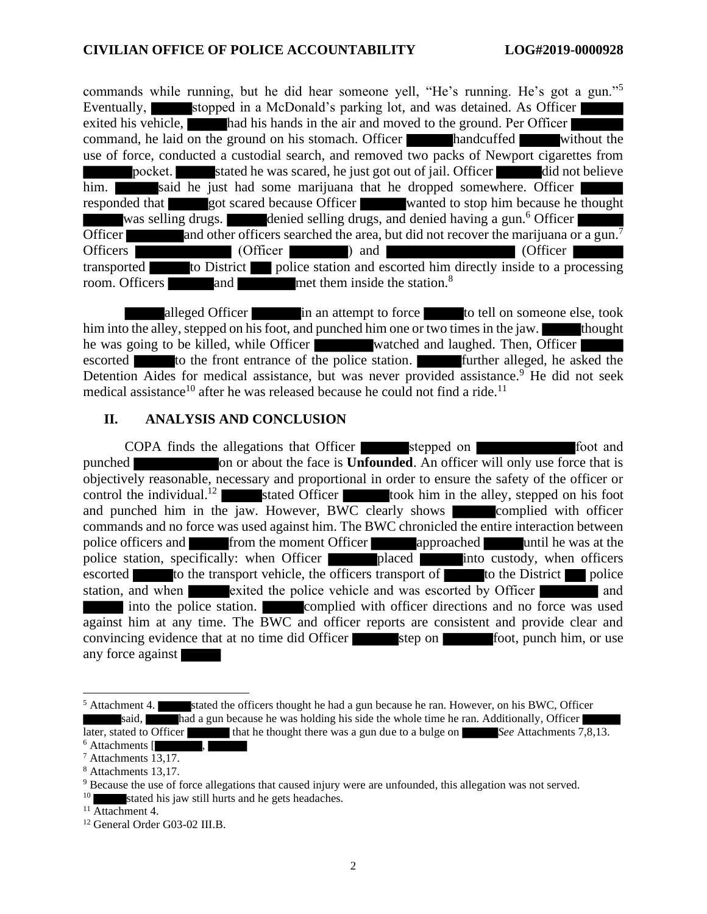commands while running, but he did hear someone yell, "He's running. He's got a gun."[5] Eventually, ██████ stopped in a McDonald's parking lot, and was detained. As Officer ██████ exited his vehicle, ██████ had his hands in the air and moved to the ground. Per Officer ██████ command, he laid on the ground on his stomach. Officer ██████ handcuffed ██████ without the use of force, conducted a custodial search, and removed two packs of Newport cigarettes from ██████ pocket. ██████ stated he was scared, he just got out of jail. Officer ██████ did not believe him. ██████ said he just had some marijuana that he dropped somewhere. Officer ██████ responded that ██████ got scared because Officer ██████ wanted to stop him because he thought ██████ was selling drugs. ██████ denied selling drugs, and denied having a gun.[6] Officer ██████ Officer ██████ and other officers searched the area, but did not recover the marijuana or a gun.[7] Officers ██████ (Officer ██████) and ██████ (Officer ██████ transported ██████ to District ██ police station and escorted him directly inside to a processing room. Officers ██████ and ██████ met them inside the station.[8]

██████ alleged Officer ██████ in an attempt to force ██████ to tell on someone else, took him into the alley, stepped on his foot, and punched him one or two times in the jaw. ██████ thought he was going to be killed, while Officer ██████ watched and laughed. Then, Officer ██████ escorted ██████ to the front entrance of the police station. ██████ further alleged, he asked the Detention Aides for medical assistance, but was never provided assistance.[9] He did not seek medical assistance[10] after he was released because he could not find a ride.[11]

## II. ANALYSIS AND CONCLUSION

COPA finds the allegations that Officer ██████ stepped on ██████ foot and punched ██████ on or about the face is **Unfounded**. An officer will only use force that is objectively reasonable, necessary and proportional in order to ensure the safety of the officer or control the individual.[12] ██████ stated Officer ██████ took him in the alley, stepped on his foot and punched him in the jaw. However, BWC clearly shows ██████ complied with officer commands and no force was used against him. The BWC chronicled the entire interaction between police officers and ██████ from the moment Officer ██████ approached ██████ until he was at the police station, specifically: when Officer ██████ placed ██████ into custody, when officers escorted ██████ to the transport vehicle, the officers transport of ██████ to the District ██ police station, and when ██████ exited the police vehicle and was escorted by Officer ██████ and ██████ into the police station. ██████ complied with officer directions and no force was used against him at any time. The BWC and officer reports are consistent and provide clear and convincing evidence that at no time did Officer ██████ step on ██████ foot, punch him, or use any force against ██████

---

[5] Attachment 4. ██████ stated the officers thought he had a gun because he ran. However, on his BWC, Officer ██████ said, ██████ had a gun because he was holding his side the whole time he ran. Additionally, Officer ██████ later, stated to Officer ██████ that he thought there was a gun due to a bulge on ██████ *See* Attachments 7,8,13.

[6] Attachments [██████, ██████

[7] Attachments 13,17.

[8] Attachments 13,17.

[9] Because the use of force allegations that caused injury were are unfounded, this allegation was not served.

[10] ██████ stated his jaw still hurts and he gets headaches.

[11] Attachment 4.

[12] General Order G03-02 III.B.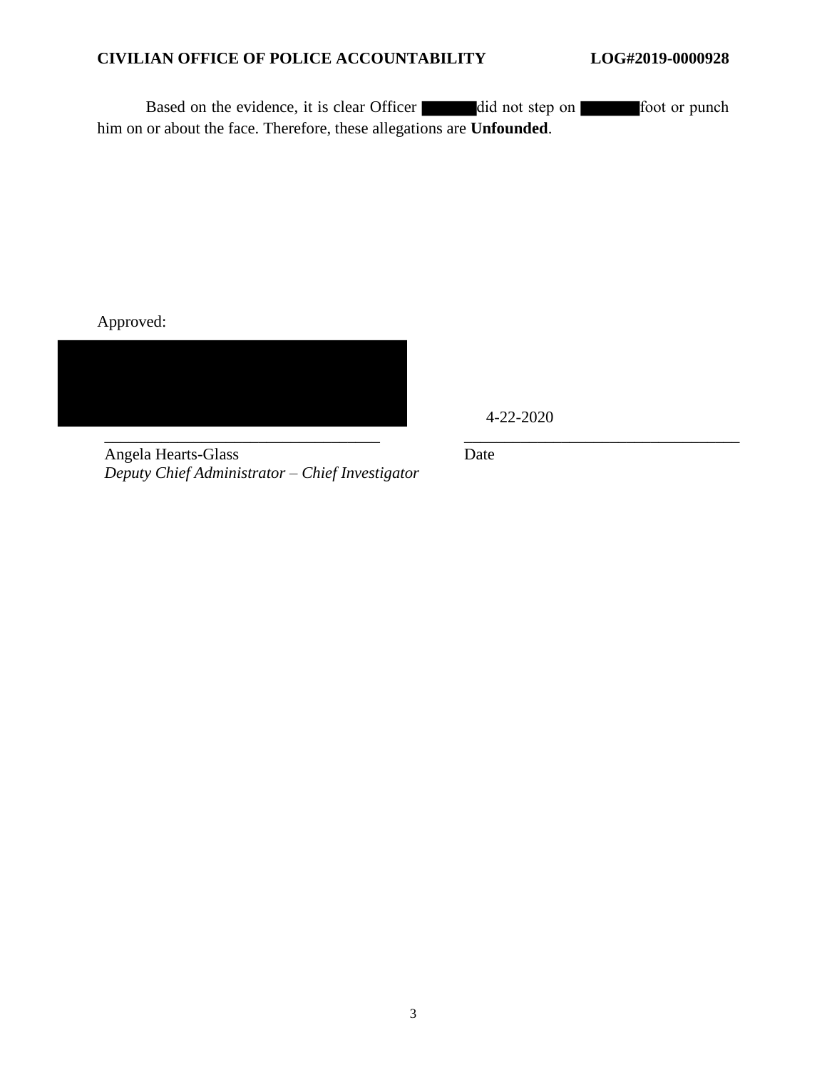Based on the evidence, it is clear Officer ██████ did not step on ██████ foot or punch him on or about the face. Therefore, these allegations are **Unfounded**.

Approved:

██████████████████████

4-22-2020

Angela Hearts-Glass
*Deputy Chief Administrator – Chief Investigator*

Date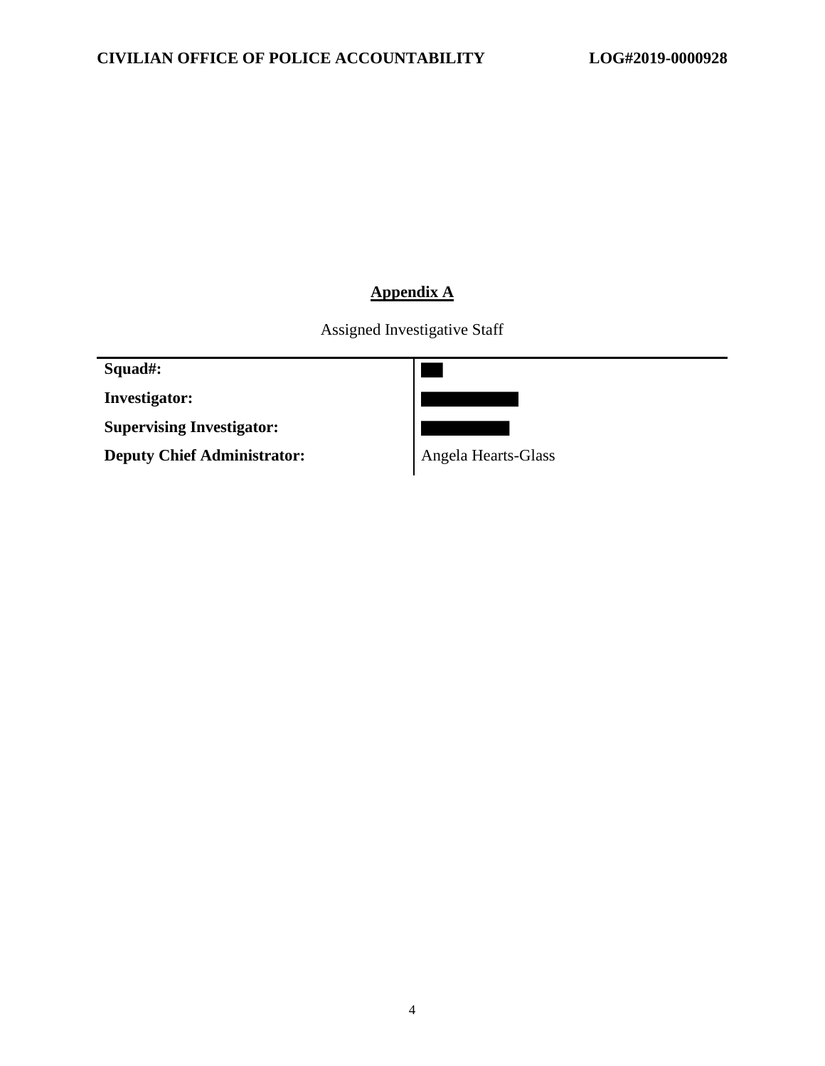## Appendix A

Assigned Investigative Staff

| | |
|---|---|
| **Squad#:** | ███ |
| **Investigator:** | ███████████ |
| **Supervising Investigator:** | ██████████ |
| **Deputy Chief Administrator:** | Angela Hearts-Glass |